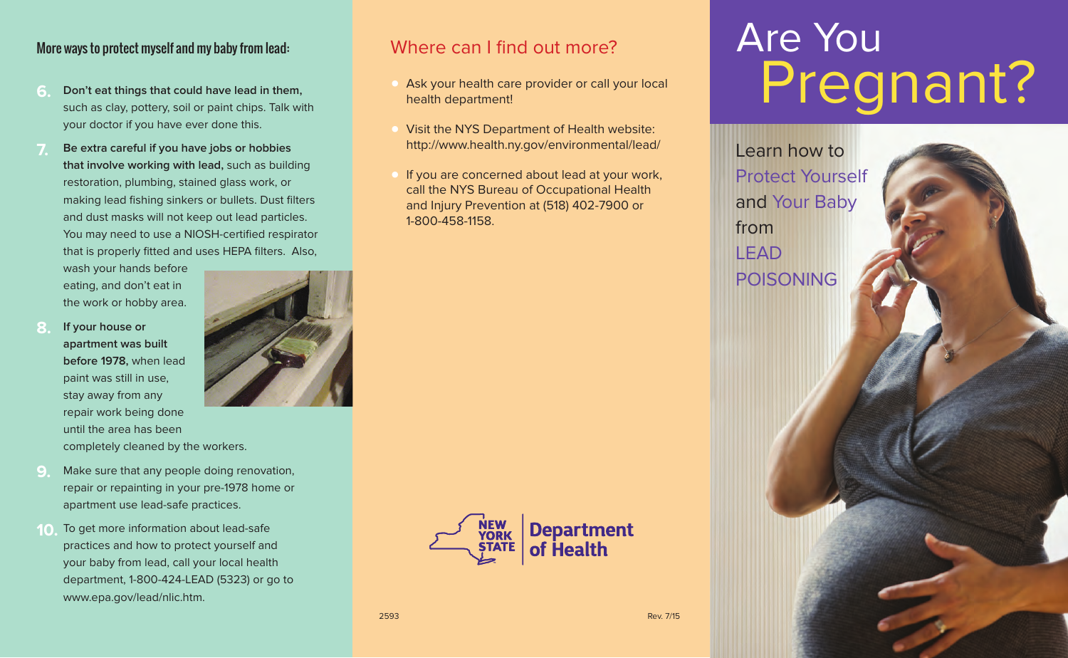## More ways to protect myself and my baby from lead:

6. **Don't eat things that could have lead in them,** such as clay, pottery, soil or paint chips. Talk with your doctor if you have ever done this.
7. **Be extra careful if you have jobs or hobbies that involve working with lead,** such as building restoration, plumbing, stained glass work, or making lead fishing sinkers or bullets. Dust filters and dust masks will not keep out lead particles. You may need to use a NIOSH-certified respirator that is properly fitted and uses HEPA filters. Also, wash your hands before eating, and don't eat in the work or hobby area.
8. **If your house or apartment was built before 1978,** when lead paint was still in use, stay away from any repair work being done until the area has been completely cleaned by the workers.
9. Make sure that any people doing renovation, repair or repainting in your pre-1978 home or apartment use lead-safe practices.
10. To get more information about lead-safe practices and how to protect yourself and your baby from lead, call your local health department, 1-800-424-LEAD (5323) or go to www.epa.gov/lead/nlic.htm.

## Where can I find out more?

- Ask your health care provider or call your local health department!
- Visit the NYS Department of Health website: http://www.health.ny.gov/environmental/lead/
- If you are concerned about lead at your work, call the NYS Bureau of Occupational Health and Injury Prevention at (518) 402-7900 or 1-800-458-1158.

NEW YORK STATE Department of Health

2593

Rev. 7/15

# Are You Pregnant?

Learn how to Protect Yourself and Your Baby from LEAD POISONING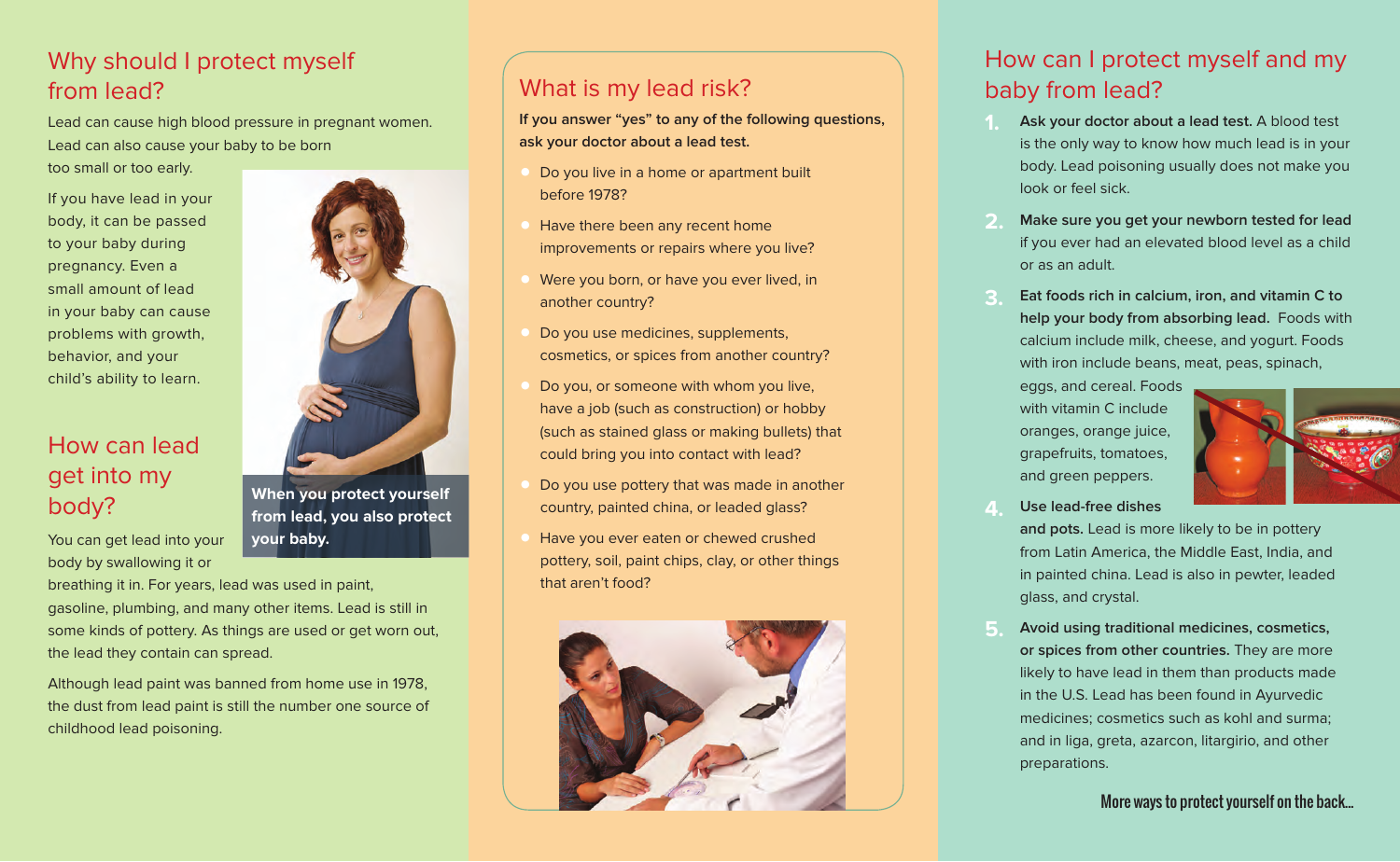## Why should I protect myself from lead?

Lead can cause high blood pressure in pregnant women. Lead can also cause your baby to be born too small or too early.

If you have lead in your body, it can be passed to your baby during pregnancy. Even a small amount of lead in your baby can cause problems with growth, behavior, and your child's ability to learn.

When you protect yourself from lead, you also protect your baby.

## How can lead get into my body?

You can get lead into your body by swallowing it or breathing it in. For years, lead was used in paint, gasoline, plumbing, and many other items. Lead is still in some kinds of pottery. As things are used or get worn out, the lead they contain can spread.

Although lead paint was banned from home use in 1978, the dust from lead paint is still the number one source of childhood lead poisoning.

## What is my lead risk?

**If you answer "yes" to any of the following questions, ask your doctor about a lead test.**

- Do you live in a home or apartment built before 1978?
- Have there been any recent home improvements or repairs where you live?
- Were you born, or have you ever lived, in another country?
- Do you use medicines, supplements, cosmetics, or spices from another country?
- Do you, or someone with whom you live, have a job (such as construction) or hobby (such as stained glass or making bullets) that could bring you into contact with lead?
- Do you use pottery that was made in another country, painted china, or leaded glass?
- Have you ever eaten or chewed crushed pottery, soil, paint chips, clay, or other things that aren't food?

## How can I protect myself and my baby from lead?

1. **Ask your doctor about a lead test.** A blood test is the only way to know how much lead is in your body. Lead poisoning usually does not make you look or feel sick.
2. **Make sure you get your newborn tested for lead** if you ever had an elevated blood level as a child or as an adult.
3. **Eat foods rich in calcium, iron, and vitamin C to help your body from absorbing lead.** Foods with calcium include milk, cheese, and yogurt. Foods with iron include beans, meat, peas, spinach, eggs, and cereal. Foods with vitamin C include oranges, orange juice, grapefruits, tomatoes, and green peppers.
4. **Use lead-free dishes and pots.** Lead is more likely to be in pottery from Latin America, the Middle East, India, and in painted china. Lead is also in pewter, leaded glass, and crystal.
5. **Avoid using traditional medicines, cosmetics, or spices from other countries.** They are more likely to have lead in them than products made in the U.S. Lead has been found in Ayurvedic medicines; cosmetics such as kohl and surma; and in liga, greta, azarcon, litargirio, and other preparations.

More ways to protect yourself on the back...